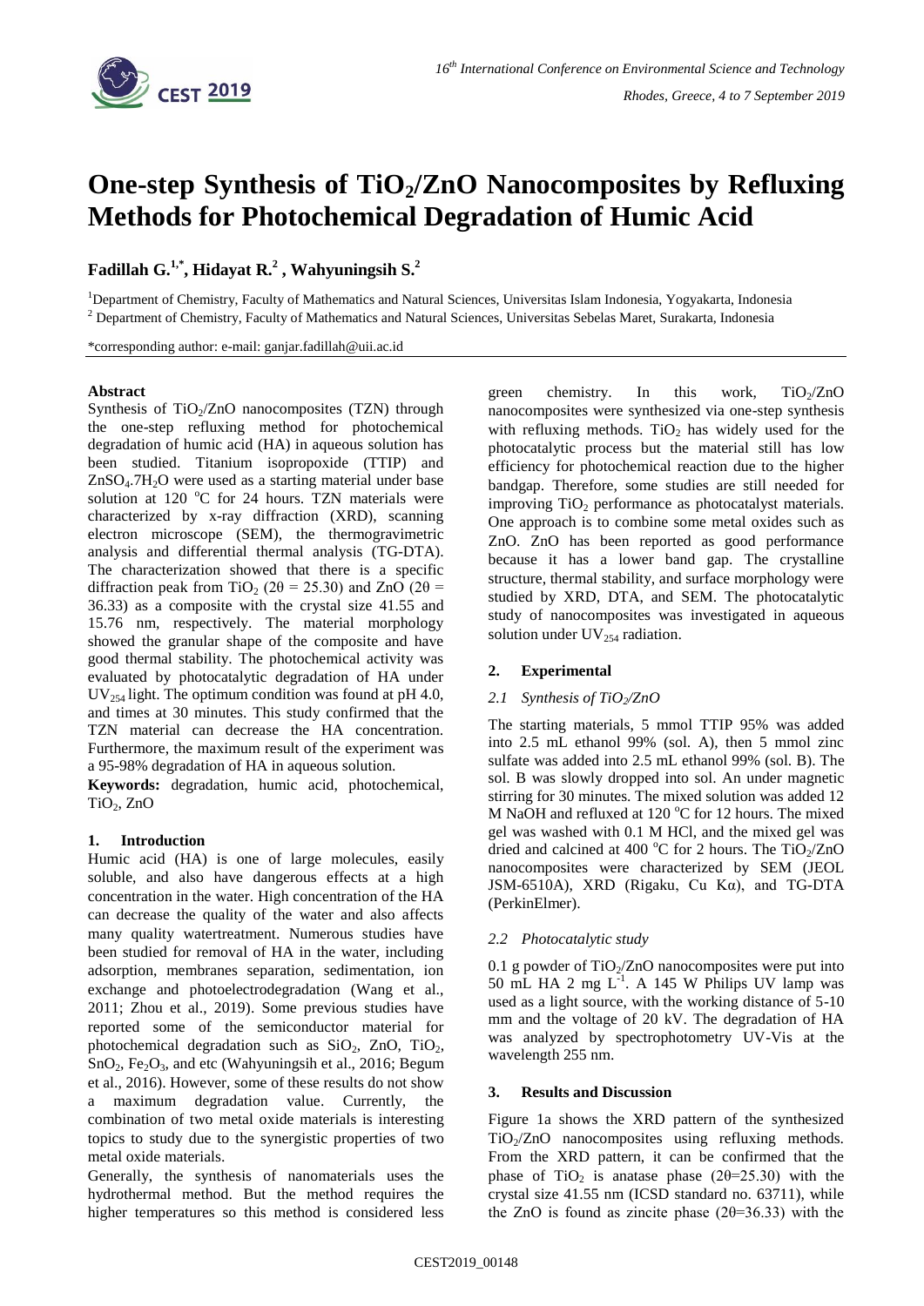# One-step Synthesis of $TiO_2$/ZnO Nanocomposites by Refluxing Methods for Photochemical Degradation of Humic Acid

**Fadillah G.[1,*], Hidayat R.[2], Wahyuningsih S.[2]**

[1]Department of Chemistry, Faculty of Mathematics and Natural Sciences, Universitas Islam Indonesia, Yogyakarta, Indonesia
[2] Department of Chemistry, Faculty of Mathematics and Natural Sciences, Universitas Sebelas Maret, Surakarta, Indonesia

*corresponding author: e-mail: ganjar.fadillah@uii.ac.id

**Abstract**

Synthesis of $TiO_2$/ZnO nanocomposites (TZN) through the one-step refluxing method for photochemical degradation of humic acid (HA) in aqueous solution has been studied. Titanium isopropoxide (TTIP) and $ZnSO_4.7H_2O$ were used as a starting material under base solution at 120 °C for 24 hours. TZN materials were characterized by x-ray diffraction (XRD), scanning electron microscope (SEM), the thermogravimetric analysis and differential thermal analysis (TG-DTA). The characterization showed that there is a specific diffraction peak from $TiO_2$ ($2\theta = 25.30$) and ZnO ($2\theta = 36.33$) as a composite with the crystal size 41.55 and 15.76 nm, respectively. The material morphology showed the granular shape of the composite and have good thermal stability. The photochemical activity was evaluated by photocatalytic degradation of HA under $UV_{254}$ light. The optimum condition was found at pH 4.0, and times at 30 minutes. This study confirmed that the TZN material can decrease the HA concentration. Furthermore, the maximum result of the experiment was a 95-98% degradation of HA in aqueous solution.

**Keywords:** degradation, humic acid, photochemical, $TiO_2$, ZnO

## 1. Introduction

Humic acid (HA) is one of large molecules, easily soluble, and also have dangerous effects at a high concentration in the water. High concentration of the HA can decrease the quality of the water and also affects many quality watertreatment. Numerous studies have been studied for removal of HA in the water, including adsorption, membranes separation, sedimentation, ion exchange and photoelectrodegradation (Wang et al., 2011; Zhou et al., 2019). Some previous studies have reported some of the semiconductor material for photochemical degradation such as $SiO_2$, ZnO, $TiO_2$, $SnO_2$, $Fe_2O_3$, and etc (Wahyuningsih et al., 2016; Begum et al., 2016). However, some of these results do not show a maximum degradation value. Currently, the combination of two metal oxide materials is interesting topics to study due to the synergistic properties of two metal oxide materials.

Generally, the synthesis of nanomaterials uses the hydrothermal method. But the method requires the higher temperatures so this method is considered less green chemistry. In this work, $TiO_2$/ZnO nanocomposites were synthesized via one-step synthesis with refluxing methods. $TiO_2$ has widely used for the photocatalytic process but the material still has low efficiency for photochemical reaction due to the higher bandgap. Therefore, some studies are still needed for improving $TiO_2$ performance as photocatalyst materials. One approach is to combine some metal oxides such as ZnO. ZnO has been reported as good performance because it has a lower band gap. The crystalline structure, thermal stability, and surface morphology were studied by XRD, DTA, and SEM. The photocatalytic study of nanocomposites was investigated in aqueous solution under $UV_{254}$ radiation.

## 2. Experimental

### *2.1 Synthesis of $TiO_2$/ZnO*

The starting materials, 5 mmol TTIP 95% was added into 2.5 mL ethanol 99% (sol. A), then 5 mmol zinc sulfate was added into 2.5 mL ethanol 99% (sol. B). The sol. B was slowly dropped into sol. An under magnetic stirring for 30 minutes. The mixed solution was added 12 M NaOH and refluxed at 120 °C for 12 hours. The mixed gel was washed with 0.1 M HCl, and the mixed gel was dried and calcined at 400 °C for 2 hours. The $TiO_2$/ZnO nanocomposites were characterized by SEM (JEOL JSM-6510A), XRD (Rigaku, Cu Kα), and TG-DTA (PerkinElmer).

### *2.2 Photocatalytic study*

0.1 g powder of $TiO_2$/ZnO nanocomposites were put into 50 mL HA 2 mg $L^{-1}$. A 145 W Philips UV lamp was used as a light source, with the working distance of 5-10 mm and the voltage of 20 kV. The degradation of HA was analyzed by spectrophotometry UV-Vis at the wavelength 255 nm.

## 3. Results and Discussion

Figure 1a shows the XRD pattern of the synthesized $TiO_2$/ZnO nanocomposites using refluxing methods. From the XRD pattern, it can be confirmed that the phase of $TiO_2$ is anatase phase ($2\theta=25.30$) with the crystal size 41.55 nm (ICSD standard no. 63711), while the ZnO is found as zincite phase ($2\theta=36.33$) with the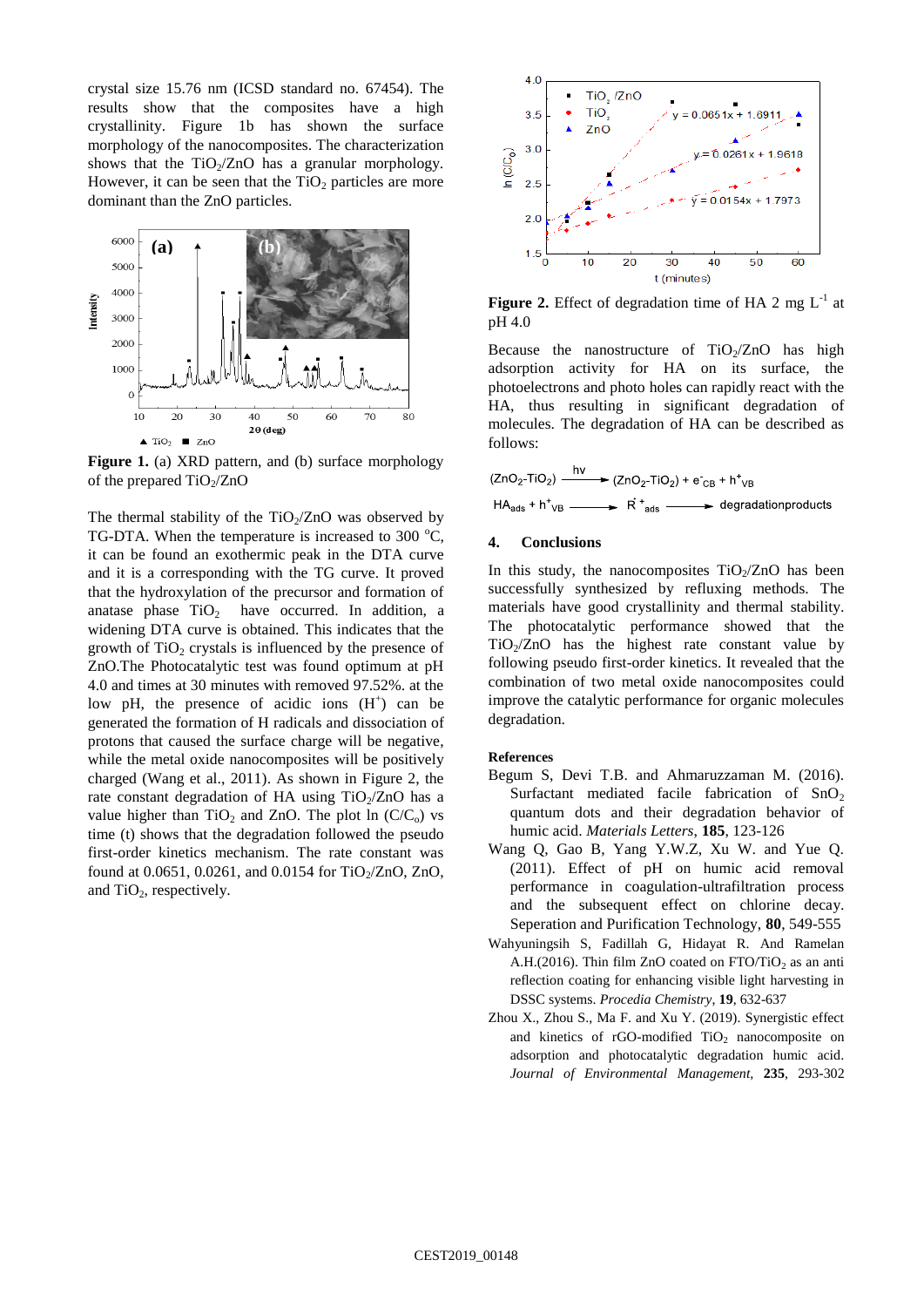crystal size 15.76 nm (ICSD standard no. 67454). The results show that the composites have a high crystallinity. Figure 1b has shown the surface morphology of the nanocomposites. The characterization shows that the $TiO_2$/ZnO has a granular morphology. However, it can be seen that the $TiO_2$ particles are more dominant than the ZnO particles.

(a)
(b)
6000
5000
4000
3000
2000
1000
0
Intensity
10 20 30 40 50 60 70 80
2θ (deg)
▲ $TiO_2$ ■ ZnO

**Figure 1.** (a) XRD pattern, and (b) surface morphology of the prepared $TiO_2$/ZnO

The thermal stability of the $TiO_2$/ZnO was observed by TG-DTA. When the temperature is increased to 300 $^oC$, it can be found an exothermic peak in the DTA curve and it is a corresponding with the TG curve. It proved that the hydroxylation of the precursor and formation of anatase phase $TiO_2$ have occurred. In addition, a widening DTA curve is obtained. This indicates that the growth of $TiO_2$ crystals is influenced by the presence of ZnO.The Photocatalytic test was found optimum at pH 4.0 and times at 30 minutes with removed 97.52%. at the low pH, the presence of acidic ions ($H^+$) can be generated the formation of H radicals and dissociation of protons that caused the surface charge will be negative, while the metal oxide nanocomposites will be positively charged (Wang et al., 2011). As shown in Figure 2, the rate constant degradation of HA using $TiO_2$/ZnO has a value higher than $TiO_2$ and ZnO. The plot ln ($C/C_o$) vs time (t) shows that the degradation followed the pseudo first-order kinetics mechanism. The rate constant was found at 0.0651, 0.0261, and 0.0154 for $TiO_2$/ZnO, ZnO, and $TiO_2$, respectively.

■ $TiO_2$ /ZnO
● $TiO_2$
▲ ZnO
y = 0.0651x + 1.6911
y = 0.0261x + 1.9618
y = 0.0154x + 1.7973
ln ($C/C_o$)
4.0
3.5
3.0
2.5
2.0
1.5
0 10 20 30 40 50 60
t (minutes)

**Figure 2.** Effect of degradation time of HA 2 mg $L^{-1}$ at pH 4.0

Because the nanostructure of $TiO_2$/ZnO has high adsorption activity for HA on its surface, the photoelectrons and photo holes can rapidly react with the HA, thus resulting in significant degradation of molecules. The degradation of HA can be described as follows:

$$(ZnO_2\text{-}TiO_2) \xrightarrow{hv} (ZnO_2\text{-}TiO_2) + e^-_{CB} + h^+_{VB}$$

$$HA_{ads} + h^+_{VB} \longrightarrow R^{\cdot +}_{ads} \longrightarrow \text{degradationproducts}$$

## 4. Conclusions

In this study, the nanocomposites $TiO_2$/ZnO has been successfully synthesized by refluxing methods. The materials have good crystallinity and thermal stability. The photocatalytic performance showed that the $TiO_2$/ZnO has the highest rate constant value by following pseudo first-order kinetics. It revealed that the combination of two metal oxide nanocomposites could improve the catalytic performance for organic molecules degradation.

**References**

Begum S, Devi T.B. and Ahmaruzzaman M. (2016). Surfactant mediated facile fabrication of $SnO_2$ quantum dots and their degradation behavior of humic acid. *Materials Letters*, **185**, 123-126

Wang Q, Gao B, Yang Y.W.Z, Xu W. and Yue Q. (2011). Effect of pH on humic acid removal performance in coagulation-ultrafiltration process and the subsequent effect on chlorine decay. Seperation and Purification Technology, **80**, 549-555

Wahyuningsih S, Fadillah G, Hidayat R. And Ramelan A.H.(2016). Thin film ZnO coated on FTO/$TiO_2$ as an anti reflection coating for enhancing visible light harvesting in DSSC systems. *Procedia Chemistry*, **19**, 632-637

Zhou X., Zhou S., Ma F. and Xu Y. (2019). Synergistic effect and kinetics of rGO-modified $TiO_2$ nanocomposite on adsorption and photocatalytic degradation humic acid. *Journal of Environmental Management*, **235**, 293-302